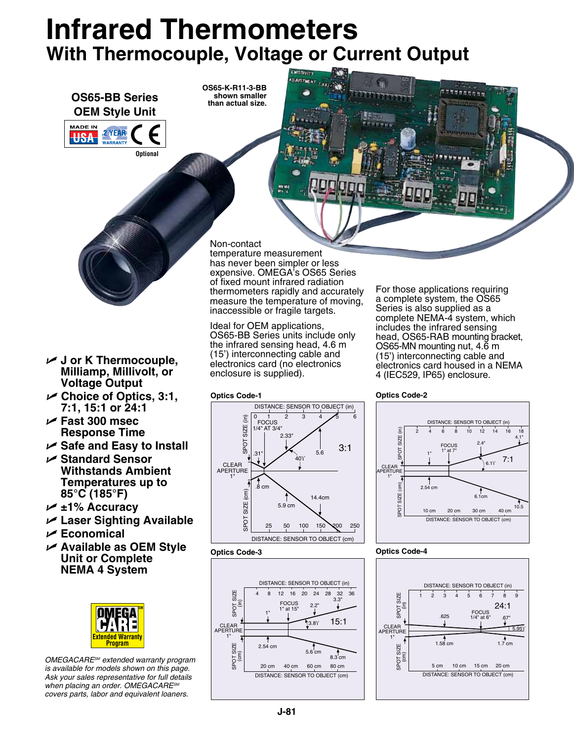# Infrared Thermometers

## With Thermocouple, Voltage or Current Output

### OS65-BB Series OEM Style Unit

MADE IN USA · 2 YEAR WARRANTY · CE Optional

OS65-K-R11-3-BB shown smaller than actual size.

Non-contact temperature measurement has never been simpler or less expensive. OMEGA's OS65 Series of fixed mount infrared radiation thermometers rapidly and accurately measure the temperature of moving, inaccessible or fragile targets.

Ideal for OEM applications, OS65-BB Series units include only the infrared sensing head, 4.6 m (15') interconnecting cable and electronics card (no electronics enclosure is supplied).

For those applications requiring a complete system, the OS65 Series is also supplied as a complete NEMA-4 system, which includes the infrared sensing head, OS65-RAB mounting bracket, OS65-MN mounting nut, 4.6 m (15') interconnecting cable and electronics card housed in a NEMA 4 (IEC529, IP65) enclosure.

- **J or K Thermocouple, Milliamp, Millivolt, or Voltage Output**
- **Choice of Optics, 3:1, 7:1, 15:1 or 24:1**
- **Fast 300 msec Response Time**
- **Safe and Easy to Install**
- **Standard Sensor Withstands Ambient Temperatures up to 85°C (185°F)**
- **±1% Accuracy**
- **Laser Sighting Available**
- **Economical**
- **Available as OEM Style Unit or Complete NEMA 4 System**

OMEGACARE[SM] Extended Warranty Program

*OMEGACARE[SM] extended warranty program is available for models shown on this page. Ask your sales representative for full details when placing an order. OMEGACARE[SM] covers parts, labor and equivalent loaners.*

### Optics Code-1

DISTANCE: SENSOR TO OBJECT (in): 0, 1, 2, 3, 4, 5, 6
FOCUS 1/4" AT 3/4"; CLEAR APERTURE 1"; SPOT SIZE (in): .31", 2.33", 5.6; 40°; 3:1
SPOT SIZE (cm): .8 cm, 5.9 cm, 14.4cm
DISTANCE: SENSOR TO OBJECT (cm): 25, 50, 100, 150, 200, 250

### Optics Code-2

DISTANCE: SENSOR TO OBJECT (in): 2, 4, 6, 8, 10, 12, 14, 16, 18
FOCUS 1" at 7"; CLEAR APERTURE 1"; SPOT SIZE (in): 1", 2.4", 4.1"; 6.1°; 7:1
SPOT SIZE (cm): 2.54 cm, 6.1cm, 10.5
DISTANCE: SENSOR TO OBJECT (cm): 10 cm, 20 cm, 30 cm, 40 cm

### Optics Code-3

DISTANCE: SENSOR TO OBJECT (in): 4, 8, 12, 16, 20, 24, 28, 32, 36
FOCUS 1" at 15"; CLEAR APERTURE 1"; SPOT SIZE (in): 1", 2.2", 3.3"; 3.8°; 15:1
SPOT SIZE (cm): 2.54 cm, 5.6 cm, 8.3 cm
DISTANCE: SENSOR TO OBJECT (cm): 20 cm, 40 cm, 60 cm, 80 cm

### Optics Code-4

DISTANCE: SENSOR TO OBJECT (in): 1, 2, 3, 4, 5, 6, 7, 8, 9
FOCUS 1/4" at 6"; CLEAR APERTURE 1"; SPOT SIZE (in): .625, .67"; 5.95°; 24:1
SPOT SIZE (cm): 1.58 cm, 1.7 cm
DISTANCE: SENSOR TO OBJECT (cm): 5 cm, 10 cm, 15 cm, 20 cm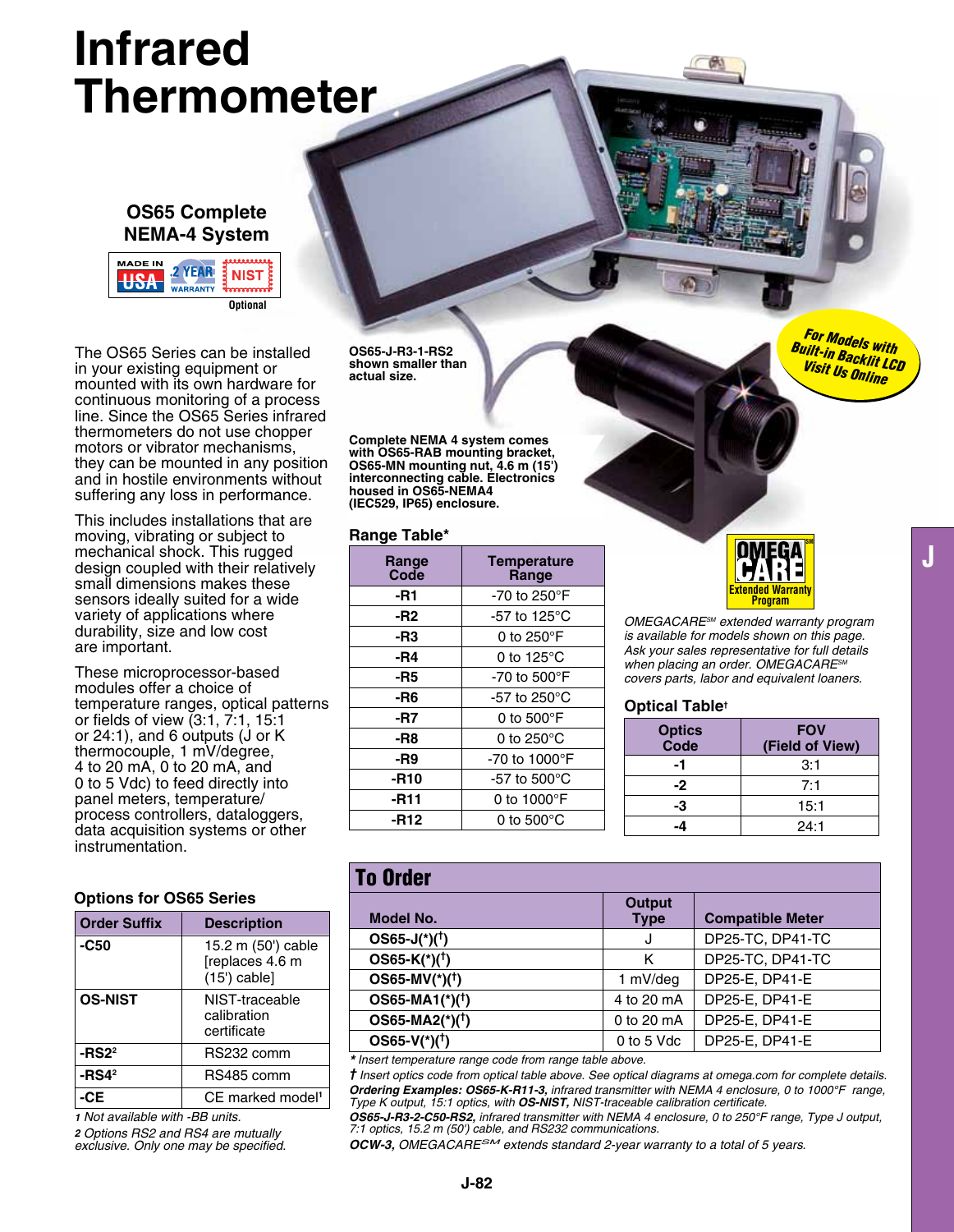# Infrared Thermometer

## OS65 Complete NEMA-4 System

MADE IN USA · 2 YEAR WARRANTY · NIST Optional

OS65-J-R3-1-RS2 shown smaller than actual size.

Complete NEMA 4 system comes with OS65-RAB mounting bracket, OS65-MN mounting nut, 4.6 m (15') interconnecting cable. Electronics housed in OS65-NEMA4 (IEC529, IP65) enclosure.

For Models with Built-in Backlit LCD Visit Us Online

The OS65 Series can be installed in your existing equipment or mounted with its own hardware for continuous monitoring of a process line. Since the OS65 Series infrared thermometers do not use chopper motors or vibrator mechanisms, they can be mounted in any position and in hostile environments without suffering any loss in performance.

This includes installations that are moving, vibrating or subject to mechanical shock. This rugged design coupled with their relatively small dimensions makes these sensors ideally suited for a wide variety of applications where durability, size and low cost are important.

These microprocessor-based modules offer a choice of temperature ranges, optical patterns or fields of view (3:1, 7:1, 15:1 or 24:1), and 6 outputs (J or K thermocouple, 1 mV/degree, 4 to 20 mA, 0 to 20 mA, and 0 to 5 Vdc) to feed directly into panel meters, temperature/process controllers, dataloggers, data acquisition systems or other instrumentation.

### Range Table*

| Range Code | Temperature Range |
|---|---|
| -R1 | -70 to 250°F |
| -R2 | -57 to 125°C |
| -R3 | 0 to 250°F |
| -R4 | 0 to 125°C |
| -R5 | -70 to 500°F |
| -R6 | -57 to 250°C |
| -R7 | 0 to 500°F |
| -R8 | 0 to 250°C |
| -R9 | -70 to 1000°F |
| -R10 | -57 to 500°C |
| -R11 | 0 to 1000°F |
| -R12 | 0 to 500°C |

OMEGACARE[SM] Extended Warranty Program

*OMEGACARE[SM] extended warranty program is available for models shown on this page. Ask your sales representative for full details when placing an order. OMEGACARE[SM] covers parts, labor and equivalent loaners.*

### Optical Table†

| Optics Code | FOV (Field of View) |
|---|---|
| -1 | 3:1 |
| -2 | 7:1 |
| -3 | 15:1 |
| -4 | 24:1 |

### Options for OS65 Series

| Order Suffix | Description |
|---|---|
| -C50 | 15.2 m (50') cable [replaces 4.6 m (15') cable] |
| OS-NIST | NIST-traceable calibration certificate |
| -RS2[2] | RS232 comm |
| -RS4[2] | RS485 comm |
| -CE | CE marked model[1] |

*1 Not available with -BB units.*

*2 Options RS2 and RS4 are mutually exclusive. Only one may be specified.*

### To Order

| Model No. | Output Type | Compatible Meter |
|---|---|---|
| OS65-J(*)(†) | J | DP25-TC, DP41-TC |
| OS65-K(*)(†) | K | DP25-TC, DP41-TC |
| OS65-MV(*)(†) | 1 mV/deg | DP25-E, DP41-E |
| OS65-MA1(*)(†) | 4 to 20 mA | DP25-E, DP41-E |
| OS65-MA2(*)(†) | 0 to 20 mA | DP25-E, DP41-E |
| OS65-V(*)(†) | 0 to 5 Vdc | DP25-E, DP41-E |

*** Insert temperature range code from range table above.*

*† Insert optics code from optical table above. See optical diagrams at omega.com for complete details.*

***Ordering Examples: OS65-K-R11-3,** infrared transmitter with NEMA 4 enclosure, 0 to 1000°F range, Type K output, 15:1 optics, with **OS-NIST,** NIST-traceable calibration certificate.*

***OS65-J-R3-2-C50-RS2,** infrared transmitter with NEMA 4 enclosure, 0 to 250°F range, Type J output, 7:1 optics, 15.2 m (50') cable, and RS232 communications.*

***OCW-3,** OMEGACARE[SM] extends standard 2-year warranty to a total of 5 years.*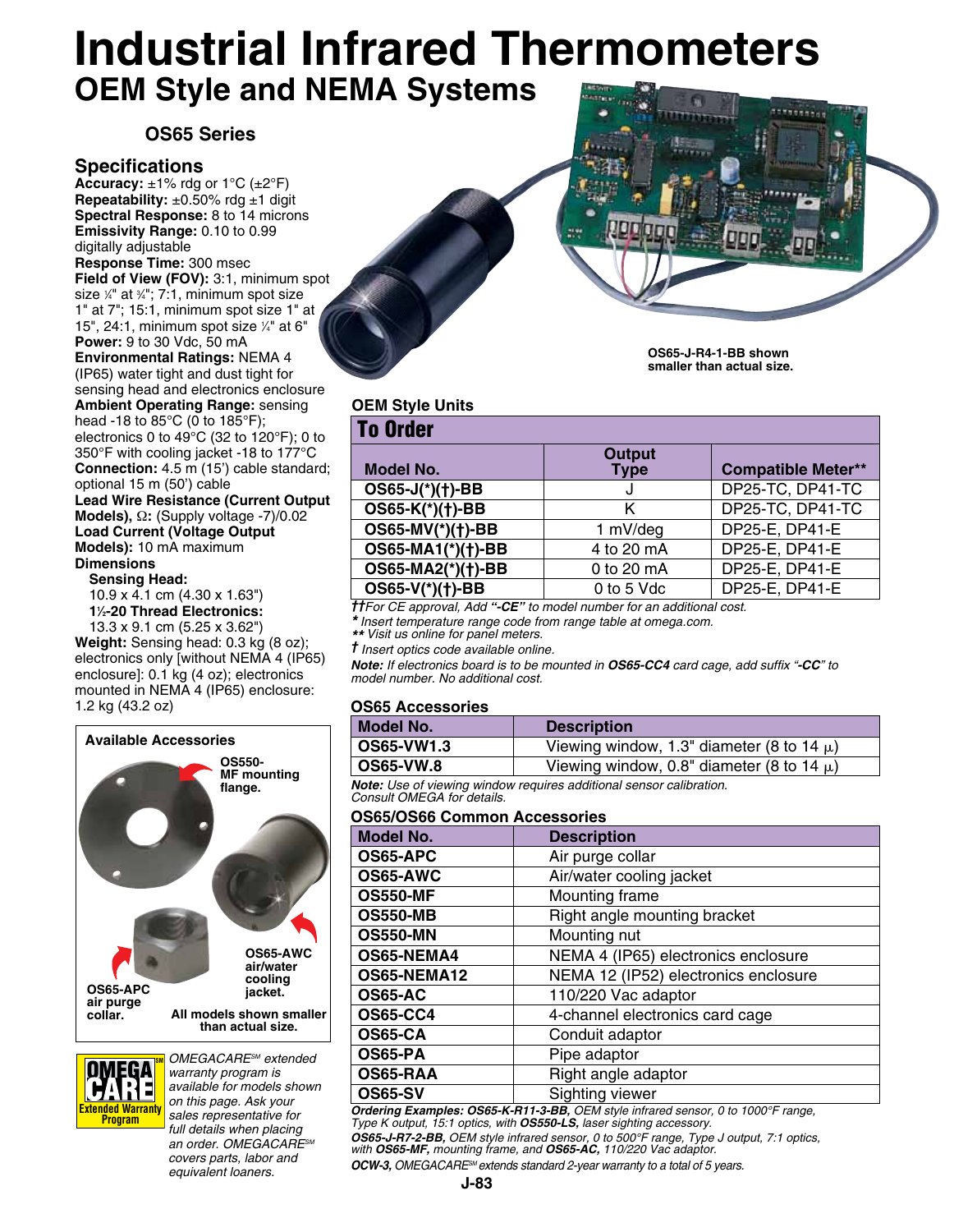# Industrial Infrared Thermometers

## OEM Style and NEMA Systems

### OS65 Series

### Specifications

**Accuracy:** ±1% rdg or 1°C (±2°F)
**Repeatability:** ±0.50% rdg ±1 digit
**Spectral Response:** 8 to 14 microns
**Emissivity Range:** 0.10 to 0.99 digitally adjustable
**Response Time:** 300 msec
**Field of View (FOV):** 3:1, minimum spot size ¼" at ¾"; 7:1, minimum spot size 1" at 7"; 15:1, minimum spot size 1" at 15", 24:1, minimum spot size ¼" at 6"
**Power:** 9 to 30 Vdc, 50 mA
**Environmental Ratings:** NEMA 4 (IP65) water tight and dust tight for sensing head and electronics enclosure
**Ambient Operating Range:** sensing head -18 to 85°C (0 to 185°F); electronics 0 to 49°C (32 to 120°F); 0 to 350°F with cooling jacket -18 to 177°C
**Connection:** 4.5 m (15') cable standard; optional 15 m (50') cable
**Lead Wire Resistance (Current Output Models), Ω:** (Supply voltage -7)/0.02
**Load Current (Voltage Output Models):** 10 mA maximum
**Dimensions**
**Sensing Head:**
10.9 x 4.1 cm (4.30 x 1.63")
**1½-20 Thread Electronics:**
13.3 x 9.1 cm (5.25 x 3.62")
**Weight:** Sensing head: 0.3 kg (8 oz); electronics only [without NEMA 4 (IP65) enclosure]: 0.1 kg (4 oz); electronics mounted in NEMA 4 (IP65) enclosure: 1.2 kg (43.2 oz)

OS65-J-R4-1-BB shown smaller than actual size.

**Available Accessories**

OS550-MF mounting flange.

OS65-AWC air/water cooling jacket.

OS65-APC air purge collar.

All models shown smaller than actual size.

OMEGACARE Extended Warranty Program

*OMEGACARE℠ extended warranty program is available for models shown on this page. Ask your sales representative for full details when placing an order. OMEGACARE℠ covers parts, labor and equivalent loaners.*

### OEM Style Units

#### To Order

| Model No. | Output Type | Compatible Meter** |
|---|---|---|
| OS65-J(*)(†)-BB | J | DP25-TC, DP41-TC |
| OS65-K(*)(†)-BB | K | DP25-TC, DP41-TC |
| OS65-MV(*)(†)-BB | 1 mV/deg | DP25-E, DP41-E |
| OS65-MA1(*)(†)-BB | 4 to 20 mA | DP25-E, DP41-E |
| OS65-MA2(*)(†)-BB | 0 to 20 mA | DP25-E, DP41-E |
| OS65-V(*)(†)-BB | 0 to 5 Vdc | DP25-E, DP41-E |

*††For CE approval, Add "-CE" to model number for an additional cost.*
*\* Insert temperature range code from range table at omega.com.*
*\*\* Visit us online for panel meters.*
*† Insert optics code available online.*
***Note:** If electronics board is to be mounted in **OS65-CC4** card cage, add suffix "-CC" to model number. No additional cost.*

### OS65 Accessories

| Model No. | Description |
|---|---|
| OS65-VW1.3 | Viewing window, 1.3" diameter (8 to 14 μ) |
| OS65-VW.8 | Viewing window, 0.8" diameter (8 to 14 μ) |

***Note:** Use of viewing window requires additional sensor calibration. Consult OMEGA for details.*

### OS65/OS66 Common Accessories

| Model No. | Description |
|---|---|
| OS65-APC | Air purge collar |
| OS65-AWC | Air/water cooling jacket |
| OS550-MF | Mounting frame |
| OS550-MB | Right angle mounting bracket |
| OS550-MN | Mounting nut |
| OS65-NEMA4 | NEMA 4 (IP65) electronics enclosure |
| OS65-NEMA12 | NEMA 12 (IP52) electronics enclosure |
| OS65-AC | 110/220 Vac adaptor |
| OS65-CC4 | 4-channel electronics card cage |
| OS65-CA | Conduit adaptor |
| OS65-PA | Pipe adaptor |
| OS65-RAA | Right angle adaptor |
| OS65-SV | Sighting viewer |

***Ordering Examples: OS65-K-R11-3-BB,** OEM style infrared sensor, 0 to 1000°F range, Type K output, 15:1 optics, with **OS550-LS,** laser sighting accessory.*

***OS65-J-R7-2-BB,** OEM style infrared sensor, 0 to 500°F range, Type J output, 7:1 optics, with **OS65-MF,** mounting frame, and **OS65-AC,** 110/220 Vac adaptor.*

***OCW-3,** OMEGACARE℠ extends standard 2-year warranty to a total of 5 years.*